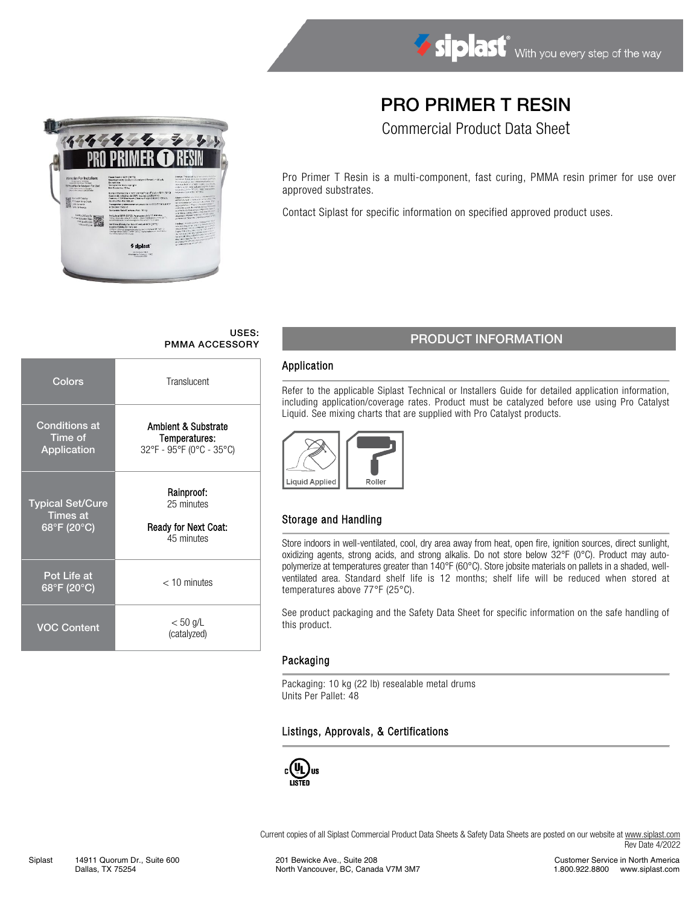# PRO PRIMER T RESIN

Commercial Product Data Sheet

Pro Primer T Resin is a multi-component, fast curing, PMMA resin primer for use over approved substrates.

Contact Siplast for specific information on specified approved product uses.

USES:
PMMA ACCESSORY

| | |
|---|---|
| Colors | Translucent |
| Conditions at Time of Application | **Ambient & Substrate Temperatures:** 32°F - 95°F (0°C - 35°C) |
| Typical Set/Cure Times at 68°F (20°C) | **Rainproof:** 25 minutes<br>**Ready for Next Coat:** 45 minutes |
| Pot Life at 68°F (20°C) | < 10 minutes |
| VOC Content | < 50 g/L (catalyzed) |

## PRODUCT INFORMATION

### Application

Refer to the applicable Siplast Technical or Installers Guide for detailed application information, including application/coverage rates. Product must be catalyzed before use using Pro Catalyst Liquid. See mixing charts that are supplied with Pro Catalyst products.

Liquid Applied | Roller

### Storage and Handling

Store indoors in well-ventilated, cool, dry area away from heat, open fire, ignition sources, direct sunlight, oxidizing agents, strong acids, and strong alkalis. Do not store below 32°F (0°C). Product may auto-polymerize at temperatures greater than 140°F (60°C). Store jobsite materials on pallets in a shaded, well-ventilated area. Standard shelf life is 12 months; shelf life will be reduced when stored at temperatures above 77°F (25°C).

See product packaging and the Safety Data Sheet for specific information on the safe handling of this product.

### Packaging

Packaging: 10 kg (22 lb) resealable metal drums
Units Per Pallet: 48

### Listings, Approvals, & Certifications

c UL us LISTED

Current copies of all Siplast Commercial Product Data Sheets & Safety Data Sheets are posted on our website at www.siplast.com
Rev Date 4/2022

Siplast 14911 Quorum Dr., Suite 600, Dallas, TX 75254 | 201 Bewicke Ave., Suite 208, North Vancouver, BC, Canada V7M 3M7 | Customer Service in North America 1.800.922.8800 www.siplast.com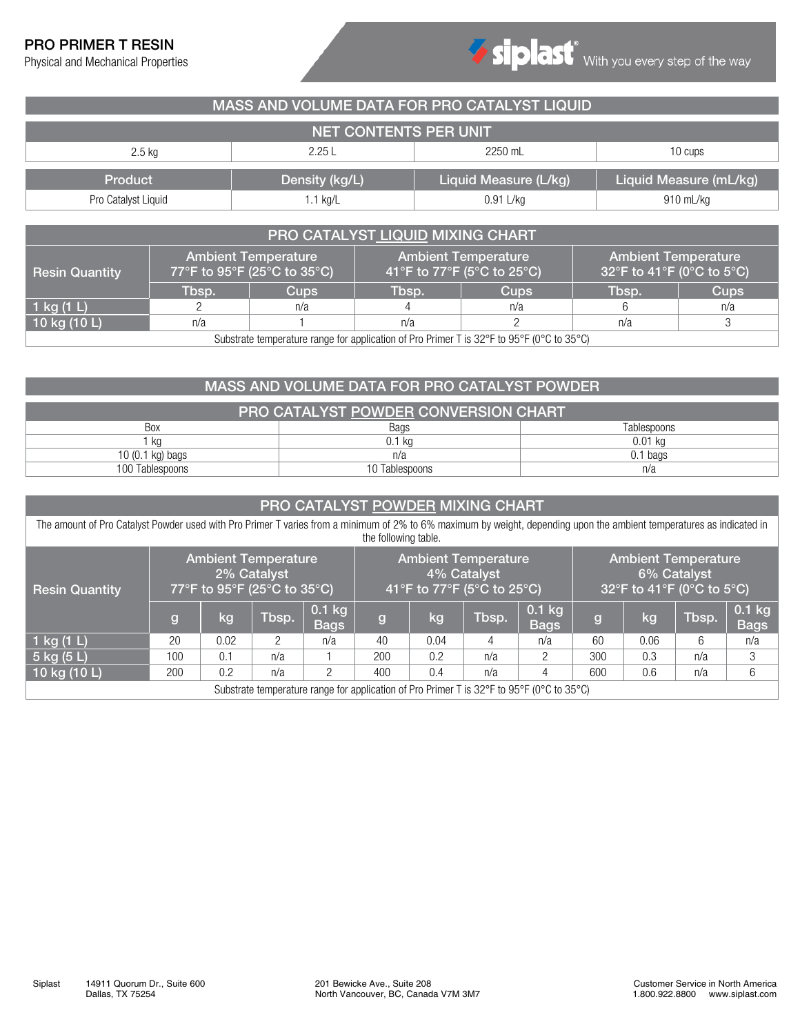# PRO PRIMER T RESIN

Physical and Mechanical Properties

## MASS AND VOLUME DATA FOR PRO CATALYST LIQUID

| NET CONTENTS PER UNIT | | | |
|---|---|---|---|
| 2.5 kg | 2.25 L | 2250 mL | 10 cups |

| Product | Density (kg/L) | Liquid Measure (L/kg) | Liquid Measure (mL/kg) |
|---|---|---|---|
| Pro Catalyst Liquid | 1.1 kg/L | 0.91 L/kg | 910 mL/kg |

## PRO CATALYST LIQUID MIXING CHART

| Resin Quantity | Ambient Temperature 77°F to 95°F (25°C to 35°C) | | Ambient Temperature 41°F to 77°F (5°C to 25°C) | | Ambient Temperature 32°F to 41°F (0°C to 5°C) | |
|---|---|---|---|---|---|---|
| | Tbsp. | Cups | Tbsp. | Cups | Tbsp. | Cups |
| 1 kg (1 L) | 2 | n/a | 4 | n/a | 6 | n/a |
| 10 kg (10 L) | n/a | 1 | n/a | 2 | n/a | 3 |

Substrate temperature range for application of Pro Primer T is 32°F to 95°F (0°C to 35°C)

## MASS AND VOLUME DATA FOR PRO CATALYST POWDER

| PRO CATALYST POWDER CONVERSION CHART | | |
|---|---|---|
| Box | Bags | Tablespoons |
| 1 kg | 0.1 kg | 0.01 kg |
| 10 (0.1 kg) bags | n/a | 0.1 bags |
| 100 Tablespoons | 10 Tablespoons | n/a |

## PRO CATALYST POWDER MIXING CHART

The amount of Pro Catalyst Powder used with Pro Primer T varies from a minimum of 2% to 6% maximum by weight, depending upon the ambient temperatures as indicated in the following table.

| Resin Quantity | Ambient Temperature 2% Catalyst 77°F to 95°F (25°C to 35°C) | | | | Ambient Temperature 4% Catalyst 41°F to 77°F (5°C to 25°C) | | | | Ambient Temperature 6% Catalyst 32°F to 41°F (0°C to 5°C) | | | |
|---|---|---|---|---|---|---|---|---|---|---|---|---|
| | g | kg | Tbsp. | 0.1 kg Bags | g | kg | Tbsp. | 0.1 kg Bags | g | kg | Tbsp. | 0.1 kg Bags |
| 1 kg (1 L) | 20 | 0.02 | 2 | n/a | 40 | 0.04 | 4 | n/a | 60 | 0.06 | 6 | n/a |
| 5 kg (5 L) | 100 | 0.1 | n/a | 1 | 200 | 0.2 | n/a | 2 | 300 | 0.3 | n/a | 3 |
| 10 kg (10 L) | 200 | 0.2 | n/a | 2 | 400 | 0.4 | n/a | 4 | 600 | 0.6 | n/a | 6 |

Substrate temperature range for application of Pro Primer T is 32°F to 95°F (0°C to 35°C)

Siplast 14911 Quorum Dr., Suite 600 Dallas, TX 75254

201 Bewicke Ave., Suite 208 North Vancouver, BC, Canada V7M 3M7

Customer Service in North America 1.800.922.8800 www.siplast.com